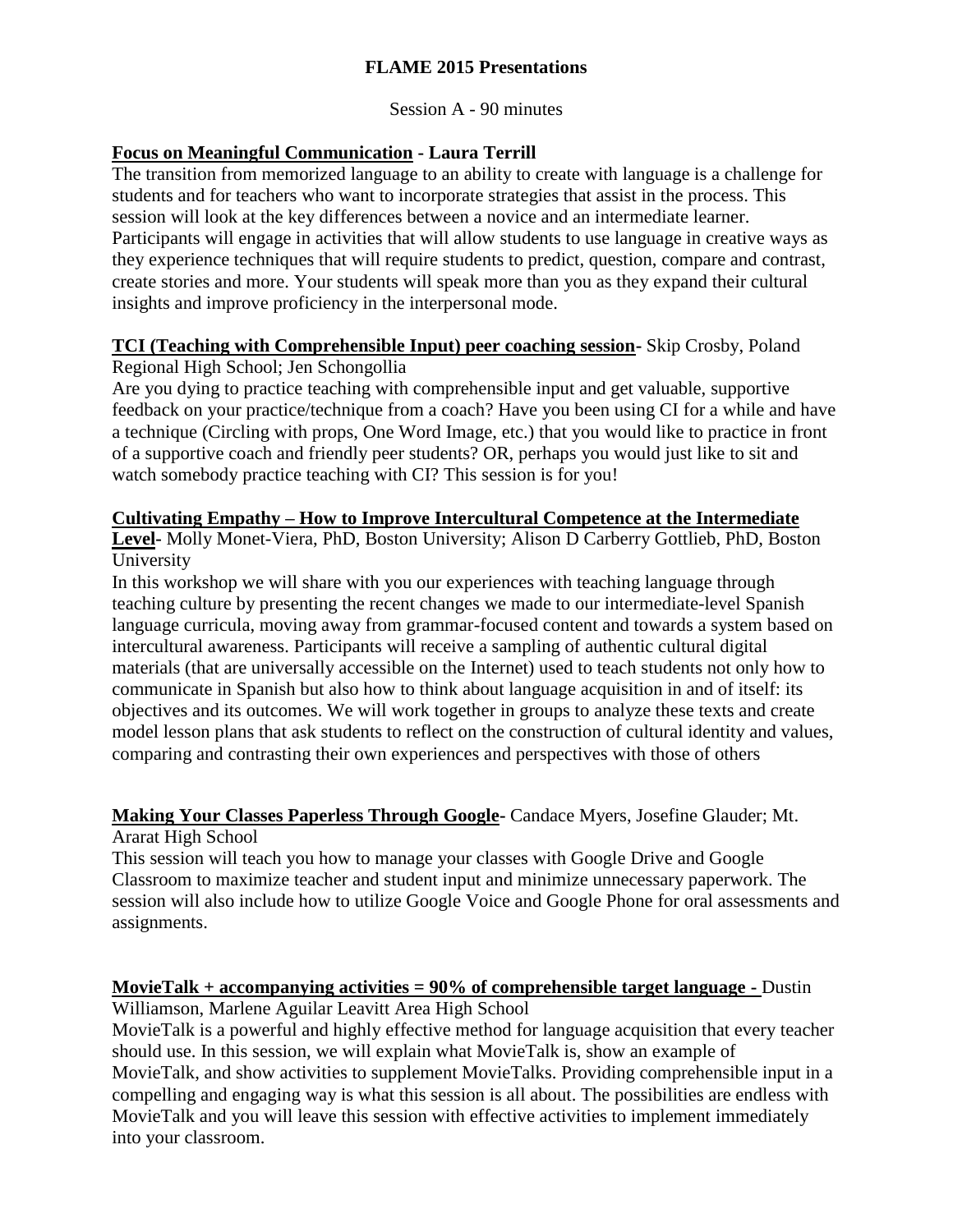# FLAME 2015 Presentations

Session A - 90 minutes

**Focus on Meaningful Communication - Laura Terrill**

The transition from memorized language to an ability to create with language is a challenge for students and for teachers who want to incorporate strategies that assist in the process. This session will look at the key differences between a novice and an intermediate learner. Participants will engage in activities that will allow students to use language in creative ways as they experience techniques that will require students to predict, question, compare and contrast, create stories and more. Your students will speak more than you as they expand their cultural insights and improve proficiency in the interpersonal mode.

**TCI (Teaching with Comprehensible Input) peer coaching session-** Skip Crosby, Poland Regional High School; Jen Schongollia

Are you dying to practice teaching with comprehensible input and get valuable, supportive feedback on your practice/technique from a coach? Have you been using CI for a while and have a technique (Circling with props, One Word Image, etc.) that you would like to practice in front of a supportive coach and friendly peer students? OR, perhaps you would just like to sit and watch somebody practice teaching with CI? This session is for you!

**Cultivating Empathy – How to Improve Intercultural Competence at the Intermediate Level-** Molly Monet-Viera, PhD, Boston University; Alison D Carberry Gottlieb, PhD, Boston University

In this workshop we will share with you our experiences with teaching language through teaching culture by presenting the recent changes we made to our intermediate-level Spanish language curricula, moving away from grammar-focused content and towards a system based on intercultural awareness. Participants will receive a sampling of authentic cultural digital materials (that are universally accessible on the Internet) used to teach students not only how to communicate in Spanish but also how to think about language acquisition in and of itself: its objectives and its outcomes. We will work together in groups to analyze these texts and create model lesson plans that ask students to reflect on the construction of cultural identity and values, comparing and contrasting their own experiences and perspectives with those of others

**Making Your Classes Paperless Through Google-** Candace Myers, Josefine Glauder; Mt. Ararat High School

This session will teach you how to manage your classes with Google Drive and Google Classroom to maximize teacher and student input and minimize unnecessary paperwork. The session will also include how to utilize Google Voice and Google Phone for oral assessments and assignments.

**MovieTalk + accompanying activities = 90% of comprehensible target language -** Dustin Williamson, Marlene Aguilar Leavitt Area High School

MovieTalk is a powerful and highly effective method for language acquisition that every teacher should use. In this session, we will explain what MovieTalk is, show an example of MovieTalk, and show activities to supplement MovieTalks. Providing comprehensible input in a compelling and engaging way is what this session is all about. The possibilities are endless with MovieTalk and you will leave this session with effective activities to implement immediately into your classroom.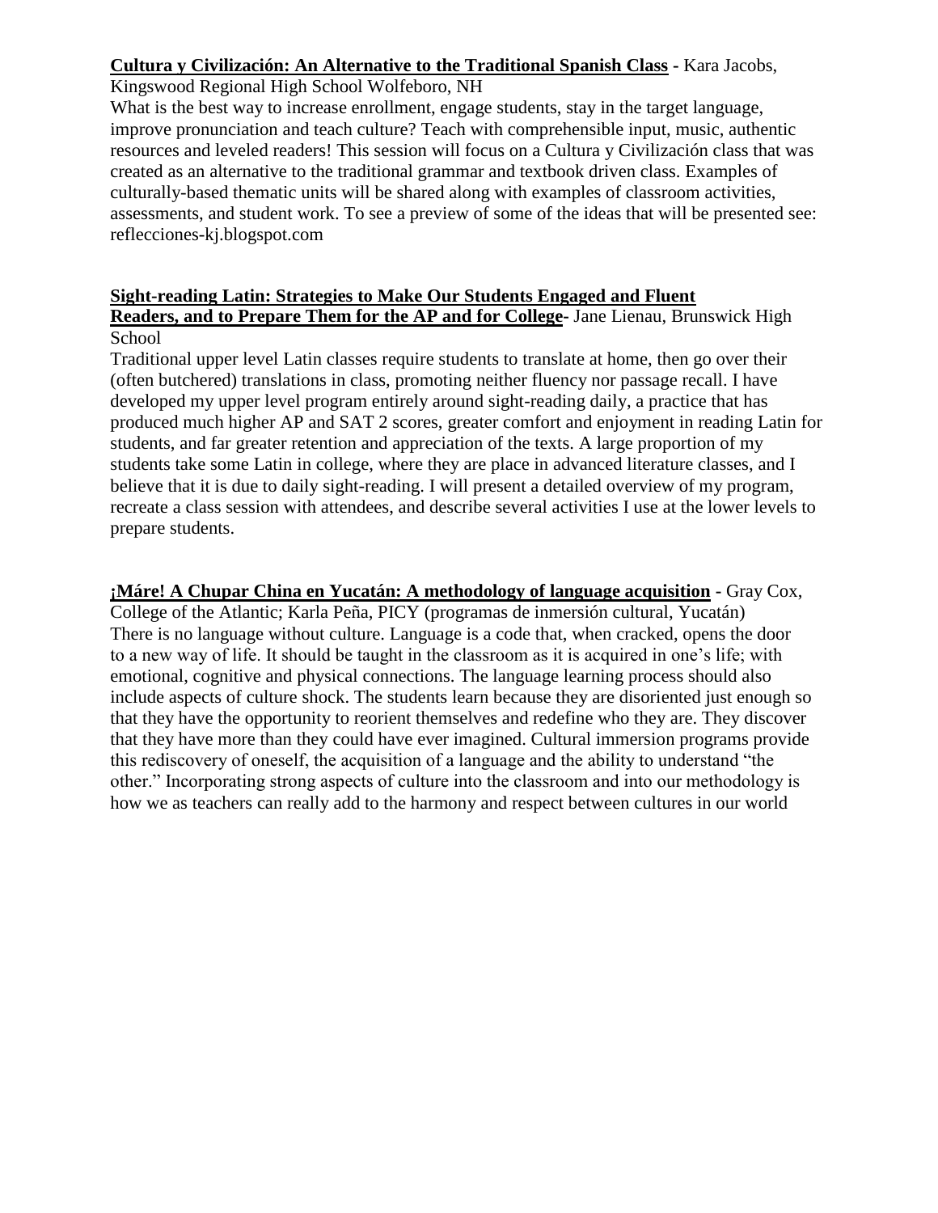**Cultura y Civilización: An Alternative to the Traditional Spanish Class** - Kara Jacobs, Kingswood Regional High School Wolfeboro, NH

What is the best way to increase enrollment, engage students, stay in the target language, improve pronunciation and teach culture? Teach with comprehensible input, music, authentic resources and leveled readers! This session will focus on a Cultura y Civilización class that was created as an alternative to the traditional grammar and textbook driven class. Examples of culturally-based thematic units will be shared along with examples of classroom activities, assessments, and student work. To see a preview of some of the ideas that will be presented see: reflecciones-kj.blogspot.com

**Sight-reading Latin: Strategies to Make Our Students Engaged and Fluent Readers, and to Prepare Them for the AP and for College**- Jane Lienau, Brunswick High School

Traditional upper level Latin classes require students to translate at home, then go over their (often butchered) translations in class, promoting neither fluency nor passage recall. I have developed my upper level program entirely around sight-reading daily, a practice that has produced much higher AP and SAT 2 scores, greater comfort and enjoyment in reading Latin for students, and far greater retention and appreciation of the texts. A large proportion of my students take some Latin in college, where they are place in advanced literature classes, and I believe that it is due to daily sight-reading. I will present a detailed overview of my program, recreate a class session with attendees, and describe several activities I use at the lower levels to prepare students.

**¡Máre! A Chupar China en Yucatán: A methodology of language acquisition** - Gray Cox, College of the Atlantic; Karla Peña, PICY (programas de inmersión cultural, Yucatán)

There is no language without culture. Language is a code that, when cracked, opens the door to a new way of life. It should be taught in the classroom as it is acquired in one's life; with emotional, cognitive and physical connections. The language learning process should also include aspects of culture shock. The students learn because they are disoriented just enough so that they have the opportunity to reorient themselves and redefine who they are. They discover that they have more than they could have ever imagined. Cultural immersion programs provide this rediscovery of oneself, the acquisition of a language and the ability to understand "the other." Incorporating strong aspects of culture into the classroom and into our methodology is how we as teachers can really add to the harmony and respect between cultures in our world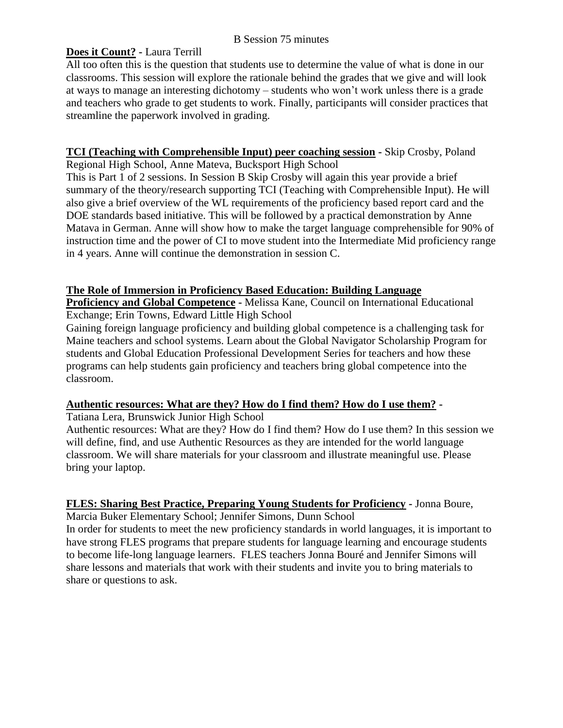B Session 75 minutes

**Does it Count?** - Laura Terrill

All too often this is the question that students use to determine the value of what is done in our classrooms. This session will explore the rationale behind the grades that we give and will look at ways to manage an interesting dichotomy – students who won't work unless there is a grade and teachers who grade to get students to work. Finally, participants will consider practices that streamline the paperwork involved in grading.

**TCI (Teaching with Comprehensible Input) peer coaching session** - Skip Crosby, Poland Regional High School, Anne Mateva, Bucksport High School

This is Part 1 of 2 sessions. In Session B Skip Crosby will again this year provide a brief summary of the theory/research supporting TCI (Teaching with Comprehensible Input). He will also give a brief overview of the WL requirements of the proficiency based report card and the DOE standards based initiative. This will be followed by a practical demonstration by Anne Matava in German. Anne will show how to make the target language comprehensible for 90% of instruction time and the power of CI to move student into the Intermediate Mid proficiency range in 4 years. Anne will continue the demonstration in session C.

**The Role of Immersion in Proficiency Based Education: Building Language Proficiency and Global Competence** - Melissa Kane, Council on International Educational Exchange; Erin Towns, Edward Little High School

Gaining foreign language proficiency and building global competence is a challenging task for Maine teachers and school systems. Learn about the Global Navigator Scholarship Program for students and Global Education Professional Development Series for teachers and how these programs can help students gain proficiency and teachers bring global competence into the classroom.

**Authentic resources: What are they? How do I find them? How do I use them?** - Tatiana Lera, Brunswick Junior High School

Authentic resources: What are they? How do I find them? How do I use them? In this session we will define, find, and use Authentic Resources as they are intended for the world language classroom. We will share materials for your classroom and illustrate meaningful use. Please bring your laptop.

**FLES: Sharing Best Practice, Preparing Young Students for Proficiency** - Jonna Boure, Marcia Buker Elementary School; Jennifer Simons, Dunn School

In order for students to meet the new proficiency standards in world languages, it is important to have strong FLES programs that prepare students for language learning and encourage students to become life-long language learners. FLES teachers Jonna Bouré and Jennifer Simons will share lessons and materials that work with their students and invite you to bring materials to share or questions to ask.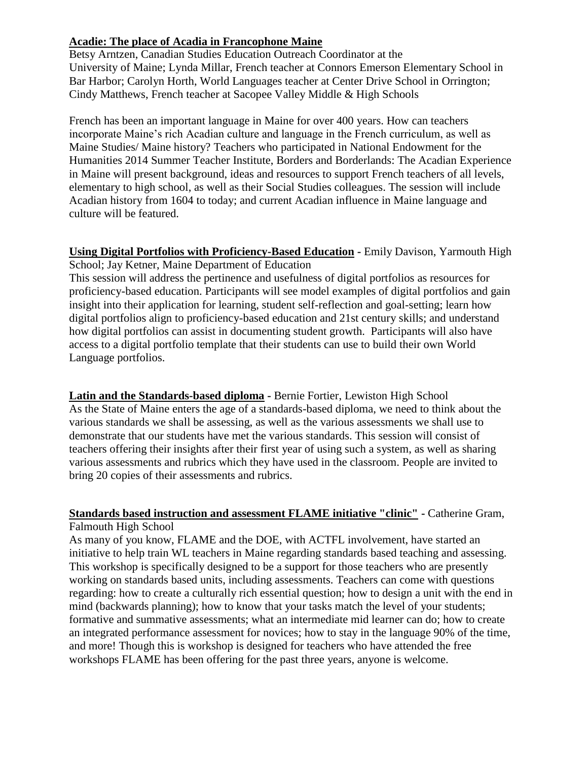**Acadie: The place of Acadia in Francophone Maine**

Betsy Arntzen, Canadian Studies Education Outreach Coordinator at the University of Maine; Lynda Millar, French teacher at Connors Emerson Elementary School in Bar Harbor; Carolyn Horth, World Languages teacher at Center Drive School in Orrington; Cindy Matthews, French teacher at Sacopee Valley Middle & High Schools

French has been an important language in Maine for over 400 years. How can teachers incorporate Maine's rich Acadian culture and language in the French curriculum, as well as Maine Studies/ Maine history? Teachers who participated in National Endowment for the Humanities 2014 Summer Teacher Institute, Borders and Borderlands: The Acadian Experience in Maine will present background, ideas and resources to support French teachers of all levels, elementary to high school, as well as their Social Studies colleagues. The session will include Acadian history from 1604 to today; and current Acadian influence in Maine language and culture will be featured.

**Using Digital Portfolios with Proficiency-Based Education** - Emily Davison, Yarmouth High School; Jay Ketner, Maine Department of Education

This session will address the pertinence and usefulness of digital portfolios as resources for proficiency-based education. Participants will see model examples of digital portfolios and gain insight into their application for learning, student self-reflection and goal-setting; learn how digital portfolios align to proficiency-based education and 21st century skills; and understand how digital portfolios can assist in documenting student growth. Participants will also have access to a digital portfolio template that their students can use to build their own World Language portfolios.

**Latin and the Standards-based diploma** - Bernie Fortier, Lewiston High School

As the State of Maine enters the age of a standards-based diploma, we need to think about the various standards we shall be assessing, as well as the various assessments we shall use to demonstrate that our students have met the various standards. This session will consist of teachers offering their insights after their first year of using such a system, as well as sharing various assessments and rubrics which they have used in the classroom. People are invited to bring 20 copies of their assessments and rubrics.

**Standards based instruction and assessment FLAME initiative "clinic"** - Catherine Gram, Falmouth High School

As many of you know, FLAME and the DOE, with ACTFL involvement, have started an initiative to help train WL teachers in Maine regarding standards based teaching and assessing. This workshop is specifically designed to be a support for those teachers who are presently working on standards based units, including assessments. Teachers can come with questions regarding: how to create a culturally rich essential question; how to design a unit with the end in mind (backwards planning); how to know that your tasks match the level of your students; formative and summative assessments; what an intermediate mid learner can do; how to create an integrated performance assessment for novices; how to stay in the language 90% of the time, and more! Though this is workshop is designed for teachers who have attended the free workshops FLAME has been offering for the past three years, anyone is welcome.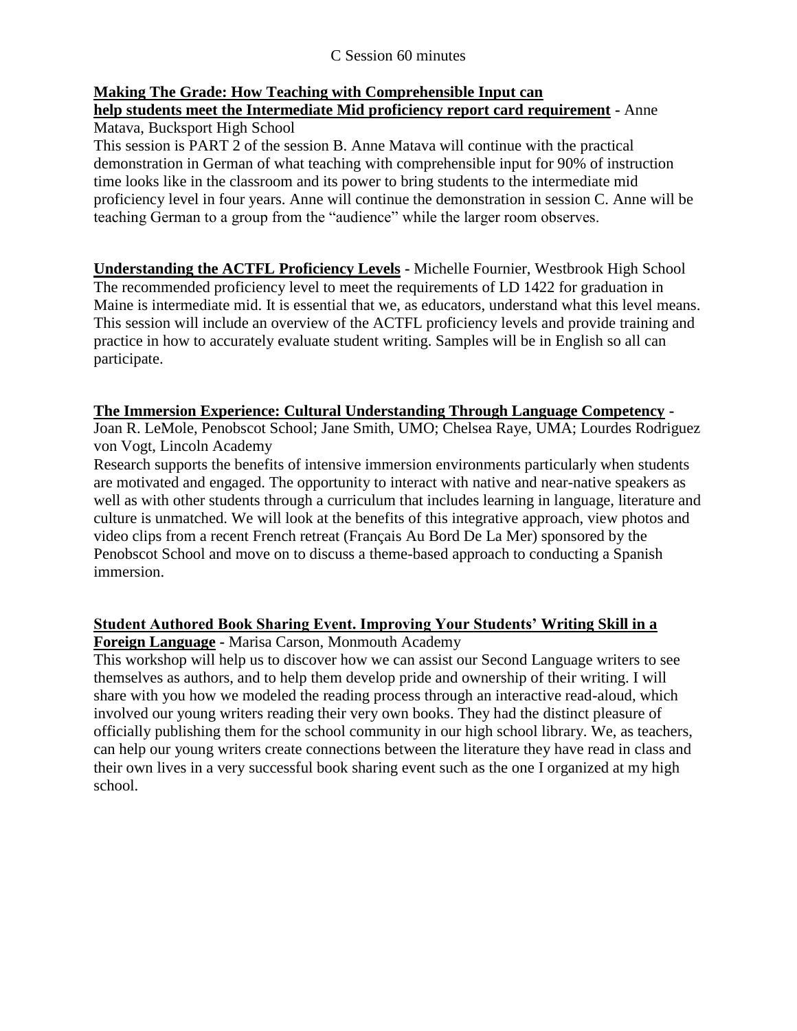C Session 60 minutes

**Making The Grade: How Teaching with Comprehensible Input can help students meet the Intermediate Mid proficiency report card requirement** - Anne Matava, Bucksport High School

This session is PART 2 of the session B. Anne Matava will continue with the practical demonstration in German of what teaching with comprehensible input for 90% of instruction time looks like in the classroom and its power to bring students to the intermediate mid proficiency level in four years. Anne will continue the demonstration in session C. Anne will be teaching German to a group from the "audience" while the larger room observes.

**Understanding the ACTFL Proficiency Levels** - Michelle Fournier, Westbrook High School

The recommended proficiency level to meet the requirements of LD 1422 for graduation in Maine is intermediate mid. It is essential that we, as educators, understand what this level means. This session will include an overview of the ACTFL proficiency levels and provide training and practice in how to accurately evaluate student writing. Samples will be in English so all can participate.

**The Immersion Experience: Cultural Understanding Through Language Competency** - Joan R. LeMole, Penobscot School; Jane Smith, UMO; Chelsea Raye, UMA; Lourdes Rodriguez von Vogt, Lincoln Academy

Research supports the benefits of intensive immersion environments particularly when students are motivated and engaged. The opportunity to interact with native and near-native speakers as well as with other students through a curriculum that includes learning in language, literature and culture is unmatched. We will look at the benefits of this integrative approach, view photos and video clips from a recent French retreat (Français Au Bord De La Mer) sponsored by the Penobscot School and move on to discuss a theme-based approach to conducting a Spanish immersion.

**Student Authored Book Sharing Event. Improving Your Students' Writing Skill in a Foreign Language** - Marisa Carson, Monmouth Academy

This workshop will help us to discover how we can assist our Second Language writers to see themselves as authors, and to help them develop pride and ownership of their writing. I will share with you how we modeled the reading process through an interactive read-aloud, which involved our young writers reading their very own books. They had the distinct pleasure of officially publishing them for the school community in our high school library. We, as teachers, can help our young writers create connections between the literature they have read in class and their own lives in a very successful book sharing event such as the one I organized at my high school.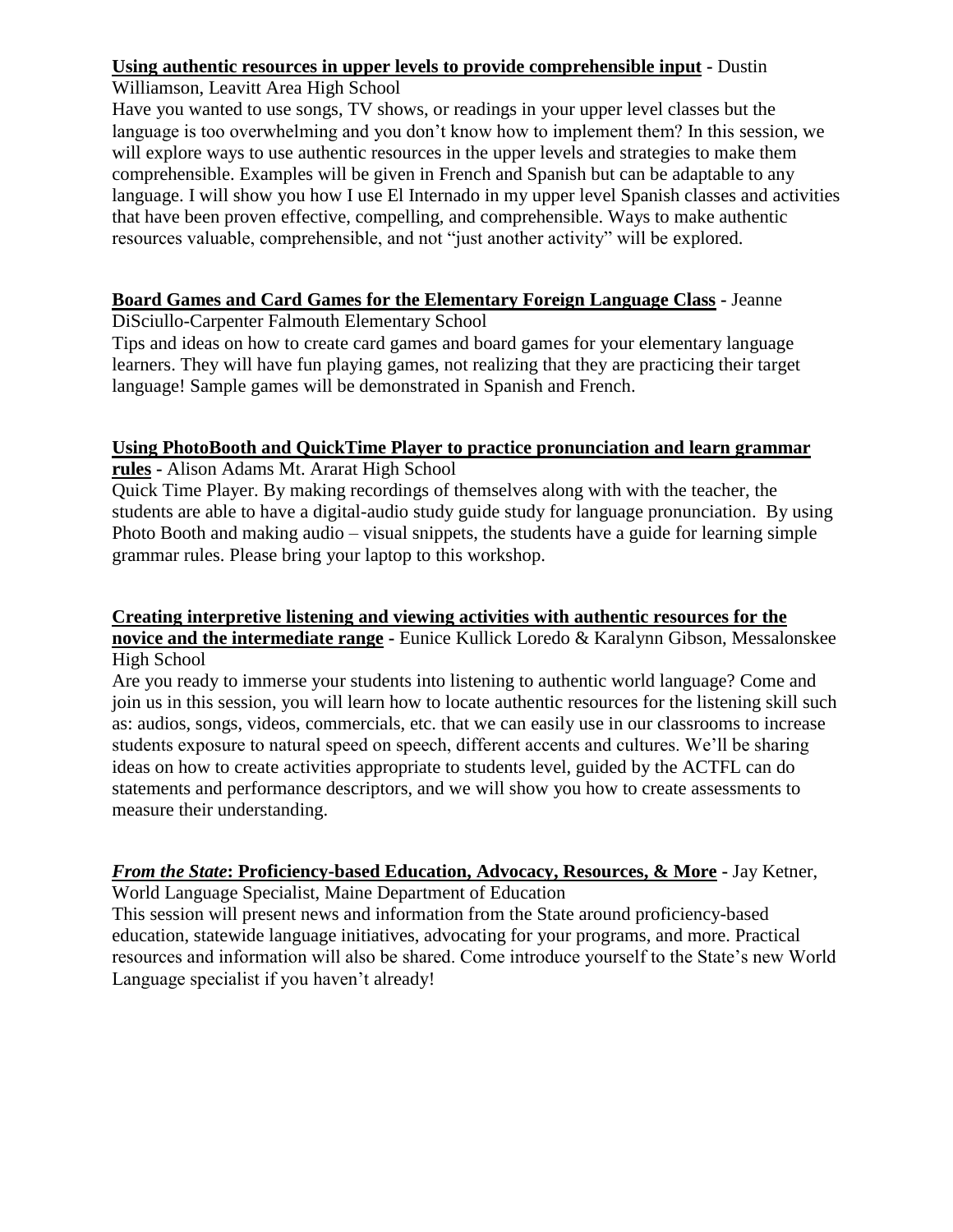**Using authentic resources in upper levels to provide comprehensible input** - Dustin Williamson, Leavitt Area High School

Have you wanted to use songs, TV shows, or readings in your upper level classes but the language is too overwhelming and you don't know how to implement them? In this session, we will explore ways to use authentic resources in the upper levels and strategies to make them comprehensible. Examples will be given in French and Spanish but can be adaptable to any language. I will show you how I use El Internado in my upper level Spanish classes and activities that have been proven effective, compelling, and comprehensible. Ways to make authentic resources valuable, comprehensible, and not "just another activity" will be explored.

**Board Games and Card Games for the Elementary Foreign Language Class** - Jeanne DiSciullo-Carpenter Falmouth Elementary School

Tips and ideas on how to create card games and board games for your elementary language learners. They will have fun playing games, not realizing that they are practicing their target language! Sample games will be demonstrated in Spanish and French.

**Using PhotoBooth and QuickTime Player to practice pronunciation and learn grammar rules** - Alison Adams Mt. Ararat High School

Quick Time Player. By making recordings of themselves along with with the teacher, the students are able to have a digital-audio study guide study for language pronunciation. By using Photo Booth and making audio – visual snippets, the students have a guide for learning simple grammar rules. Please bring your laptop to this workshop.

**Creating interpretive listening and viewing activities with authentic resources for the novice and the intermediate range** - Eunice Kullick Loredo & Karalynn Gibson, Messalonskee High School

Are you ready to immerse your students into listening to authentic world language? Come and join us in this session, you will learn how to locate authentic resources for the listening skill such as: audios, songs, videos, commercials, etc. that we can easily use in our classrooms to increase students exposure to natural speed on speech, different accents and cultures. We'll be sharing ideas on how to create activities appropriate to students level, guided by the ACTFL can do statements and performance descriptors, and we will show you how to create assessments to measure their understanding.

***From the State*: Proficiency-based Education, Advocacy, Resources, & More** - Jay Ketner, World Language Specialist, Maine Department of Education

This session will present news and information from the State around proficiency-based education, statewide language initiatives, advocating for your programs, and more. Practical resources and information will also be shared. Come introduce yourself to the State's new World Language specialist if you haven't already!